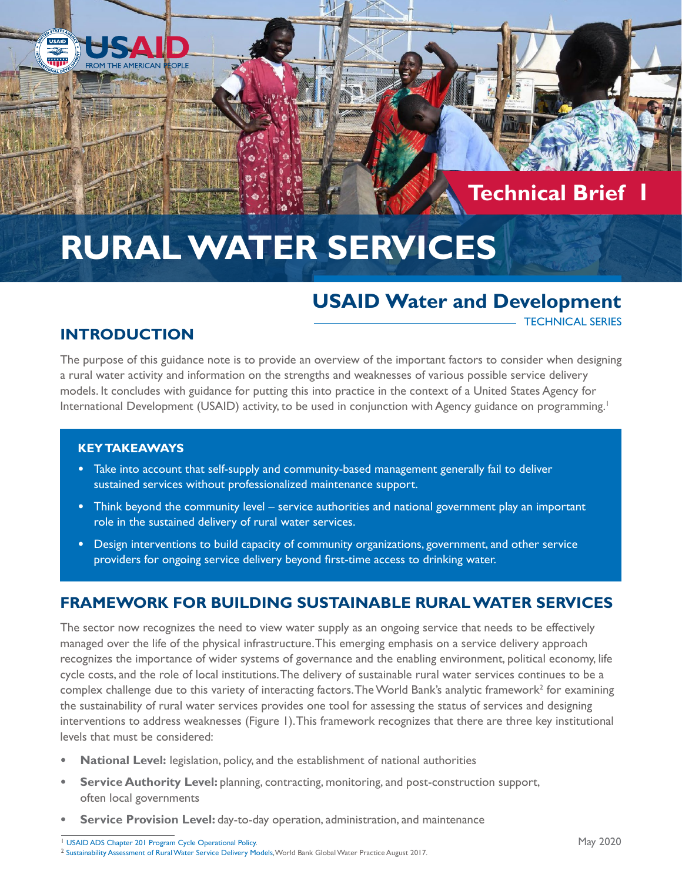Technical Brief 1

# RURAL WATER SERVICES

## USAID Water and Development

TECHNICAL SERIES

## INTRODUCTION

The purpose of this guidance note is to provide an overview of the important factors to consider when designing a rural water activity and information on the strengths and weaknesses of various possible service delivery models. It concludes with guidance for putting this into practice in the context of a United States Agency for International Development (USAID) activity, to be used in conjunction with Agency guidance on programming.[1]

### KEY TAKEAWAYS

- Take into account that self-supply and community-based management generally fail to deliver sustained services without professionalized maintenance support.
- Think beyond the community level – service authorities and national government play an important role in the sustained delivery of rural water services.
- Design interventions to build capacity of community organizations, government, and other service providers for ongoing service delivery beyond first-time access to drinking water.

## FRAMEWORK FOR BUILDING SUSTAINABLE RURAL WATER SERVICES

The sector now recognizes the need to view water supply as an ongoing service that needs to be effectively managed over the life of the physical infrastructure. This emerging emphasis on a service delivery approach recognizes the importance of wider systems of governance and the enabling environment, political economy, life cycle costs, and the role of local institutions. The delivery of sustainable rural water services continues to be a complex challenge due to this variety of interacting factors. The World Bank's analytic framework[2] for examining the sustainability of rural water services provides one tool for assessing the status of services and designing interventions to address weaknesses (Figure 1). This framework recognizes that there are three key institutional levels that must be considered:

- **National Level:** legislation, policy, and the establishment of national authorities
- **Service Authority Level:** planning, contracting, monitoring, and post-construction support, often local governments
- **Service Provision Level:** day-to-day operation, administration, and maintenance

[1] USAID ADS Chapter 201 Program Cycle Operational Policy.

[2] Sustainability Assessment of Rural Water Service Delivery Models, World Bank Global Water Practice August 2017.

May 2020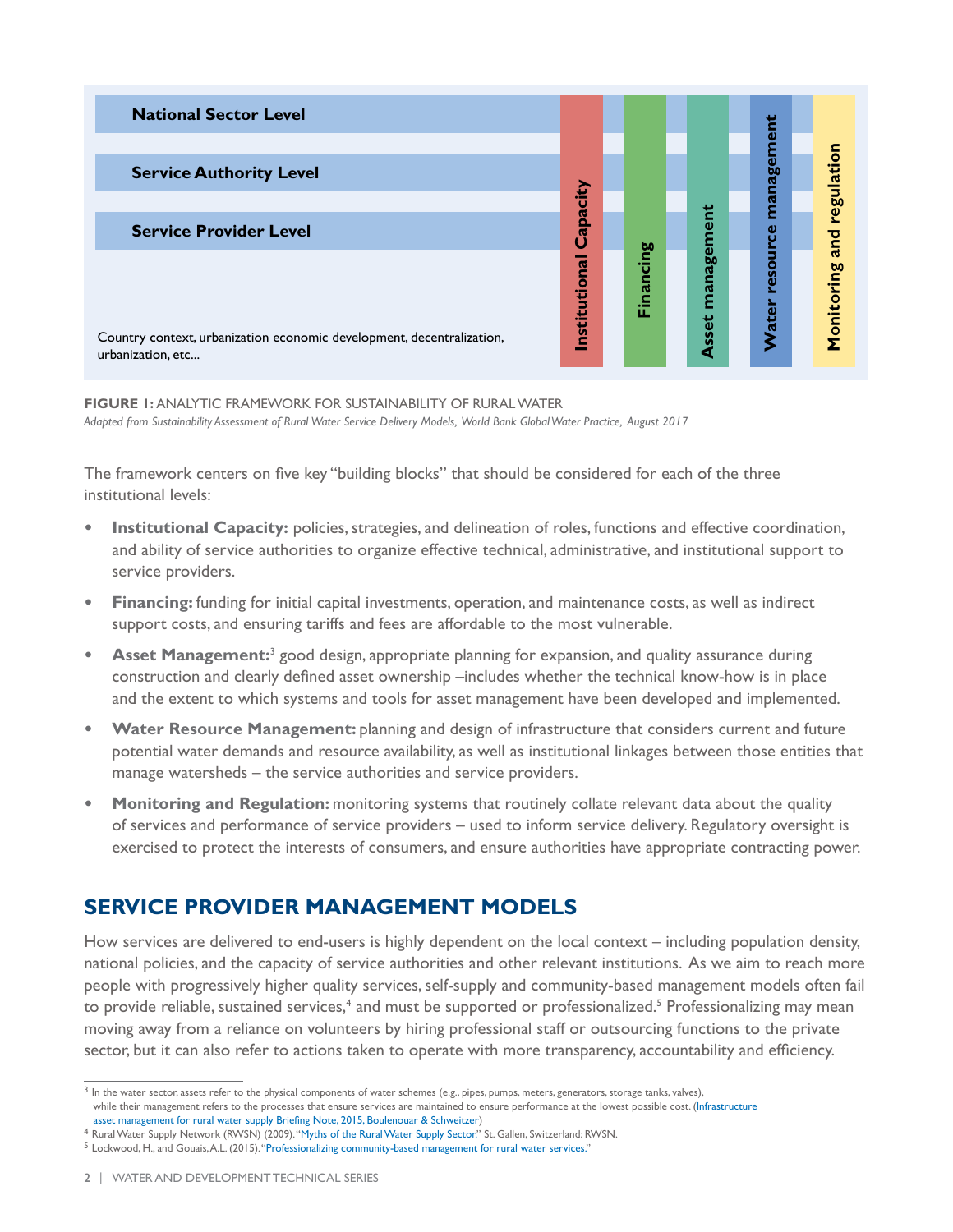National Sector Level

Service Authority Level

Service Provider Level

Country context, urbanization economic development, decentralization, urbanization, etc...

Institutional Capacity | Financing | Asset management | Water resource management | Monitoring and regulation

**FIGURE 1:** ANALYTIC FRAMEWORK FOR SUSTAINABILITY OF RURAL WATER

*Adapted from Sustainability Assessment of Rural Water Service Delivery Models, World Bank Global Water Practice, August 2017*

The framework centers on five key "building blocks" that should be considered for each of the three institutional levels:

- **Institutional Capacity:** policies, strategies, and delineation of roles, functions and effective coordination, and ability of service authorities to organize effective technical, administrative, and institutional support to service providers.
- **Financing:** funding for initial capital investments, operation, and maintenance costs, as well as indirect support costs, and ensuring tariffs and fees are affordable to the most vulnerable.
- **Asset Management:**[3] good design, appropriate planning for expansion, and quality assurance during construction and clearly defined asset ownership –includes whether the technical know-how is in place and the extent to which systems and tools for asset management have been developed and implemented.
- **Water Resource Management:** planning and design of infrastructure that considers current and future potential water demands and resource availability, as well as institutional linkages between those entities that manage watersheds – the service authorities and service providers.
- **Monitoring and Regulation:** monitoring systems that routinely collate relevant data about the quality of services and performance of service providers – used to inform service delivery. Regulatory oversight is exercised to protect the interests of consumers, and ensure authorities have appropriate contracting power.

## SERVICE PROVIDER MANAGEMENT MODELS

How services are delivered to end-users is highly dependent on the local context – including population density, national policies, and the capacity of service authorities and other relevant institutions. As we aim to reach more people with progressively higher quality services, self-supply and community-based management models often fail to provide reliable, sustained services,[4] and must be supported or professionalized.[5] Professionalizing may mean moving away from a reliance on volunteers by hiring professional staff or outsourcing functions to the private sector, but it can also refer to actions taken to operate with more transparency, accountability and efficiency.

[3] In the water sector, assets refer to the physical components of water schemes (e.g., pipes, pumps, meters, generators, storage tanks, valves), while their management refers to the processes that ensure services are maintained to ensure performance at the lowest possible cost. (Infrastructure asset management for rural water supply Briefing Note, 2015, Boulenouar & Schweitzer)

[4] Rural Water Supply Network (RWSN) (2009). "Myths of the Rural Water Supply Sector." St. Gallen, Switzerland: RWSN.

[5] Lockwood, H., and Gouais, A.L. (2015). "Professionalizing community-based management for rural water services."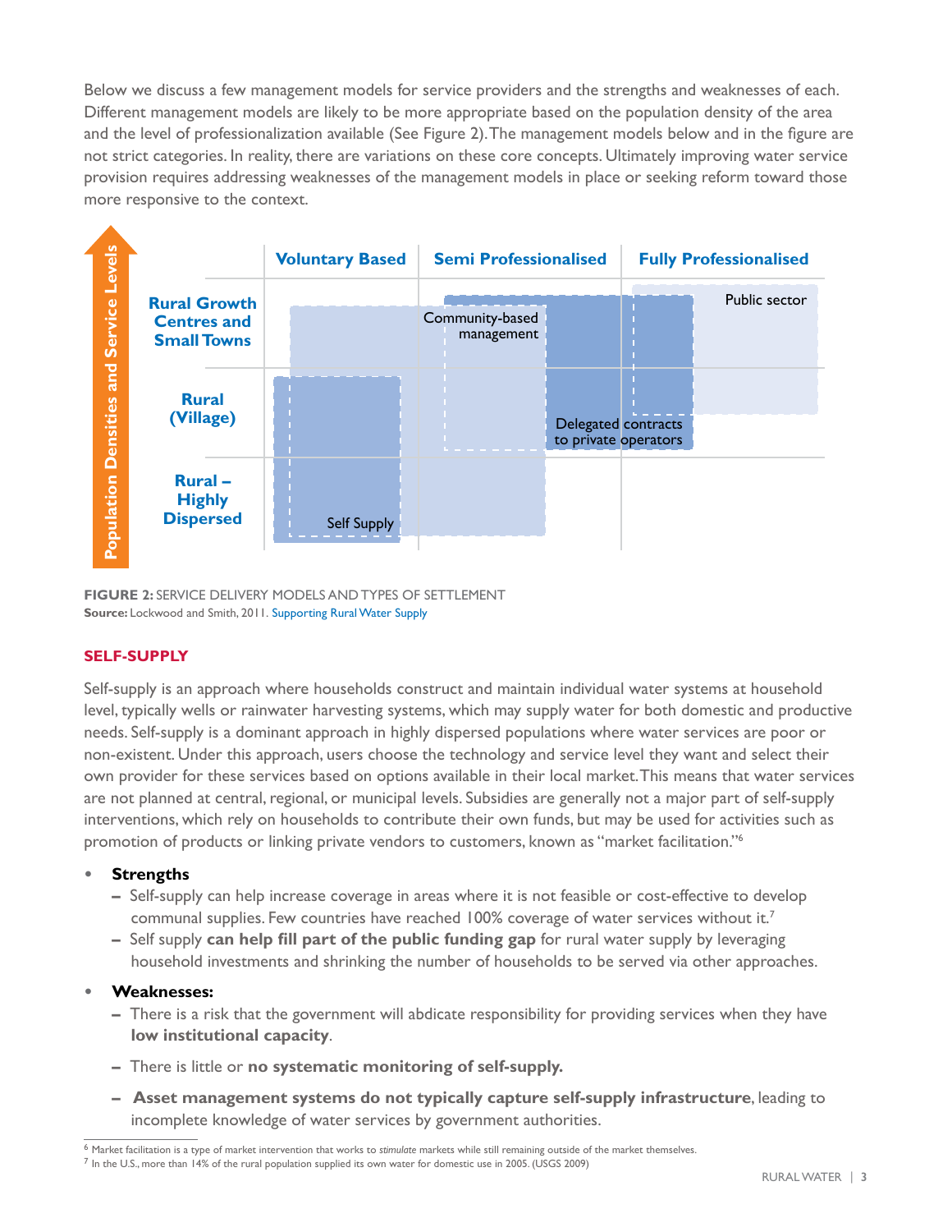Below we discuss a few management models for service providers and the strengths and weaknesses of each. Different management models are likely to be more appropriate based on the population density of the area and the level of professionalization available (See Figure 2). The management models below and in the figure are not strict categories. In reality, there are variations on these core concepts. Ultimately improving water service provision requires addressing weaknesses of the management models in place or seeking reform toward those more responsive to the context.

Population Densities and Service Levels

| | Voluntary Based | Semi Professionalised | Fully Professionalised |
|---|---|---|---|
| Rural Growth Centres and Small Towns | | Community-based management | Public sector |
| Rural (Village) | | | Delegated contracts to private operators |
| Rural – Highly Dispersed | Self Supply | | |

**FIGURE 2:** SERVICE DELIVERY MODELS AND TYPES OF SETTLEMENT
**Source:** Lockwood and Smith, 2011. Supporting Rural Water Supply

## SELF-SUPPLY

Self-supply is an approach where households construct and maintain individual water systems at household level, typically wells or rainwater harvesting systems, which may supply water for both domestic and productive needs. Self-supply is a dominant approach in highly dispersed populations where water services are poor or non-existent. Under this approach, users choose the technology and service level they want and select their own provider for these services based on options available in their local market. This means that water services are not planned at central, regional, or municipal levels. Subsidies are generally not a major part of self-supply interventions, which rely on households to contribute their own funds, but may be used for activities such as promotion of products or linking private vendors to customers, known as "market facilitation."[6]

- **Strengths**
  - Self-supply can help increase coverage in areas where it is not feasible or cost-effective to develop communal supplies. Few countries have reached 100% coverage of water services without it.[7]
  - Self supply **can help fill part of the public funding gap** for rural water supply by leveraging household investments and shrinking the number of households to be served via other approaches.
- **Weaknesses:**
  - There is a risk that the government will abdicate responsibility for providing services when they have **low institutional capacity**.
  - There is little or **no systematic monitoring of self-supply.**
  - **Asset management systems do not typically capture self-supply infrastructure**, leading to incomplete knowledge of water services by government authorities.

[6] Market facilitation is a type of market intervention that works to *stimulate* markets while still remaining outside of the market themselves.
[7] In the U.S., more than 14% of the rural population supplied its own water for domestic use in 2005. (USGS 2009)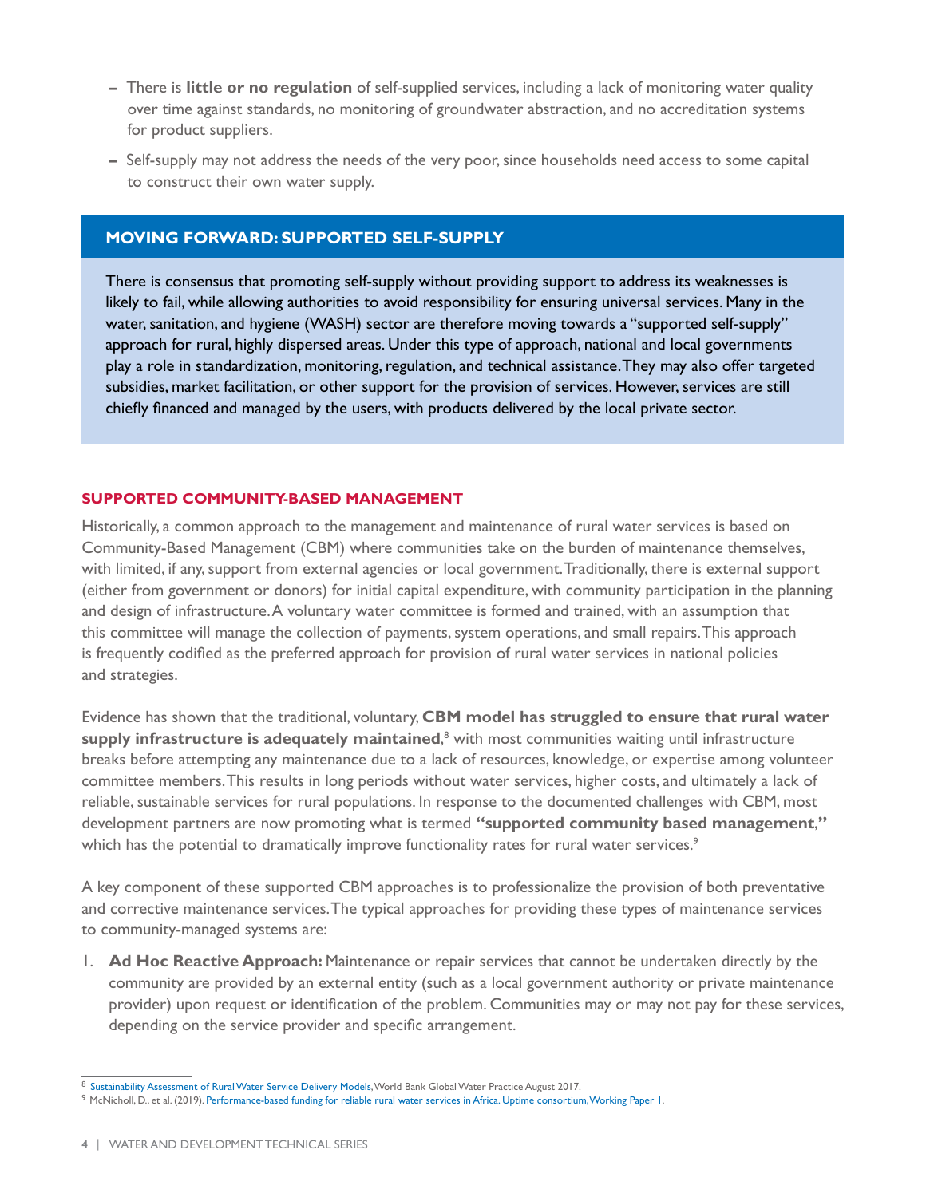- There is **little or no regulation** of self-supplied services, including a lack of monitoring water quality over time against standards, no monitoring of groundwater abstraction, and no accreditation systems for product suppliers.
- Self-supply may not address the needs of the very poor, since households need access to some capital to construct their own water supply.

### MOVING FORWARD: SUPPORTED SELF-SUPPLY

There is consensus that promoting self-supply without providing support to address its weaknesses is likely to fail, while allowing authorities to avoid responsibility for ensuring universal services. Many in the water, sanitation, and hygiene (WASH) sector are therefore moving towards a "supported self-supply" approach for rural, highly dispersed areas. Under this type of approach, national and local governments play a role in standardization, monitoring, regulation, and technical assistance. They may also offer targeted subsidies, market facilitation, or other support for the provision of services. However, services are still chiefly financed and managed by the users, with products delivered by the local private sector.

### SUPPORTED COMMUNITY-BASED MANAGEMENT

Historically, a common approach to the management and maintenance of rural water services is based on Community-Based Management (CBM) where communities take on the burden of maintenance themselves, with limited, if any, support from external agencies or local government. Traditionally, there is external support (either from government or donors) for initial capital expenditure, with community participation in the planning and design of infrastructure. A voluntary water committee is formed and trained, with an assumption that this committee will manage the collection of payments, system operations, and small repairs. This approach is frequently codified as the preferred approach for provision of rural water services in national policies and strategies.

Evidence has shown that the traditional, voluntary, **CBM model has struggled to ensure that rural water supply infrastructure is adequately maintained**,[8] with most communities waiting until infrastructure breaks before attempting any maintenance due to a lack of resources, knowledge, or expertise among volunteer committee members. This results in long periods without water services, higher costs, and ultimately a lack of reliable, sustainable services for rural populations. In response to the documented challenges with CBM, most development partners are now promoting what is termed **"supported community based management,"** which has the potential to dramatically improve functionality rates for rural water services.[9]

A key component of these supported CBM approaches is to professionalize the provision of both preventative and corrective maintenance services. The typical approaches for providing these types of maintenance services to community-managed systems are:

1. **Ad Hoc Reactive Approach:** Maintenance or repair services that cannot be undertaken directly by the community are provided by an external entity (such as a local government authority or private maintenance provider) upon request or identification of the problem. Communities may or may not pay for these services, depending on the service provider and specific arrangement.

---

[8] Sustainability Assessment of Rural Water Service Delivery Models, World Bank Global Water Practice August 2017.

[9] McNicholl, D., et al. (2019). Performance-based funding for reliable rural water services in Africa. Uptime consortium, Working Paper 1.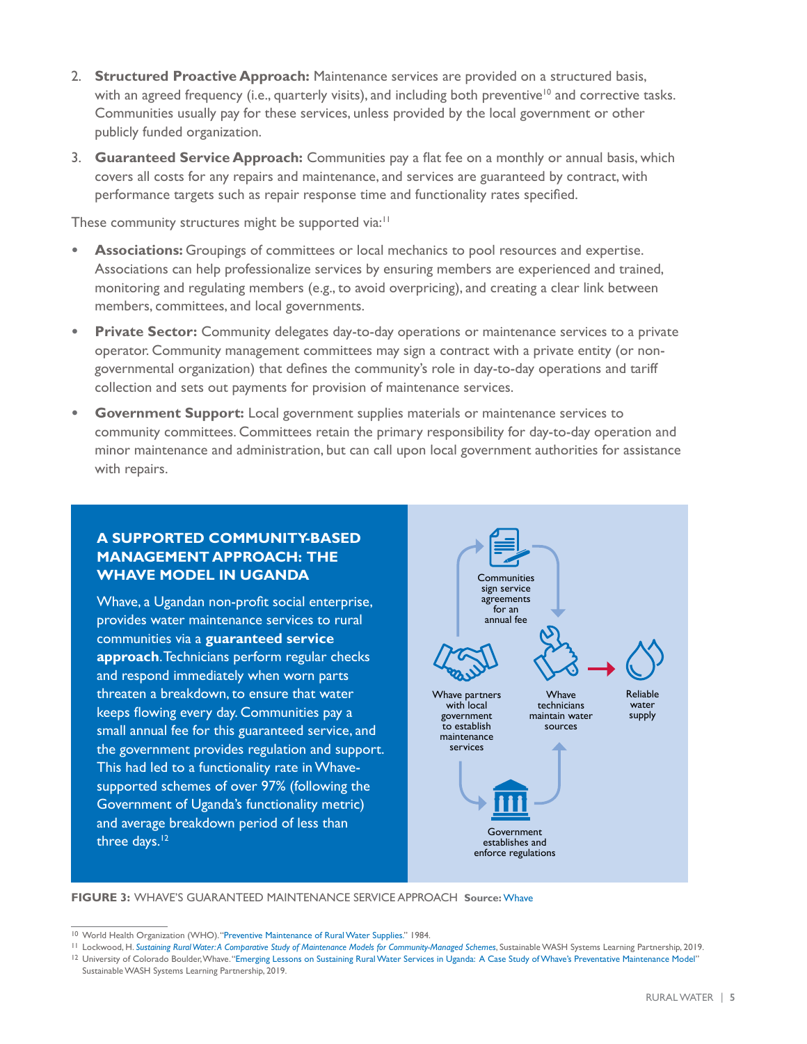2. **Structured Proactive Approach:** Maintenance services are provided on a structured basis, with an agreed frequency (i.e., quarterly visits), and including both preventive[10] and corrective tasks. Communities usually pay for these services, unless provided by the local government or other publicly funded organization.

3. **Guaranteed Service Approach:** Communities pay a flat fee on a monthly or annual basis, which covers all costs for any repairs and maintenance, and services are guaranteed by contract, with performance targets such as repair response time and functionality rates specified.

These community structures might be supported via:[11]

- **Associations:** Groupings of committees or local mechanics to pool resources and expertise. Associations can help professionalize services by ensuring members are experienced and trained, monitoring and regulating members (e.g., to avoid overpricing), and creating a clear link between members, committees, and local governments.
- **Private Sector:** Community delegates day-to-day operations or maintenance services to a private operator. Community management committees may sign a contract with a private entity (or non-governmental organization) that defines the community's role in day-to-day operations and tariff collection and sets out payments for provision of maintenance services.
- **Government Support:** Local government supplies materials or maintenance services to community committees. Committees retain the primary responsibility for day-to-day operation and minor maintenance and administration, but can call upon local government authorities for assistance with repairs.

### A SUPPORTED COMMUNITY-BASED MANAGEMENT APPROACH: THE WHAVE MODEL IN UGANDA

Whave, a Ugandan non-profit social enterprise, provides water maintenance services to rural communities via a **guaranteed service approach**. Technicians perform regular checks and respond immediately when worn parts threaten a breakdown, to ensure that water keeps flowing every day. Communities pay a small annual fee for this guaranteed service, and the government provides regulation and support. This had led to a functionality rate in Whave-supported schemes of over 97% (following the Government of Uganda's functionality metric) and average breakdown period of less than three days.[12]

Communities sign service agreements for an annual fee

Whave partners with local government to establish maintenance services

Whave technicians maintain water sources

Reliable water supply

Government establishes and enforce regulations

**FIGURE 3:** WHAVE'S GUARANTEED MAINTENANCE SERVICE APPROACH **Source:** Whave

---

[10] World Health Organization (WHO). "Preventive Maintenance of Rural Water Supplies." 1984.

[11] Lockwood, H. *Sustaining Rural Water: A Comparative Study of Maintenance Models for Community-Managed Schemes*, Sustainable WASH Systems Learning Partnership, 2019.

[12] University of Colorado Boulder, Whave. "Emerging Lessons on Sustaining Rural Water Services in Uganda: A Case Study of Whave's Preventative Maintenance Model" Sustainable WASH Systems Learning Partnership, 2019.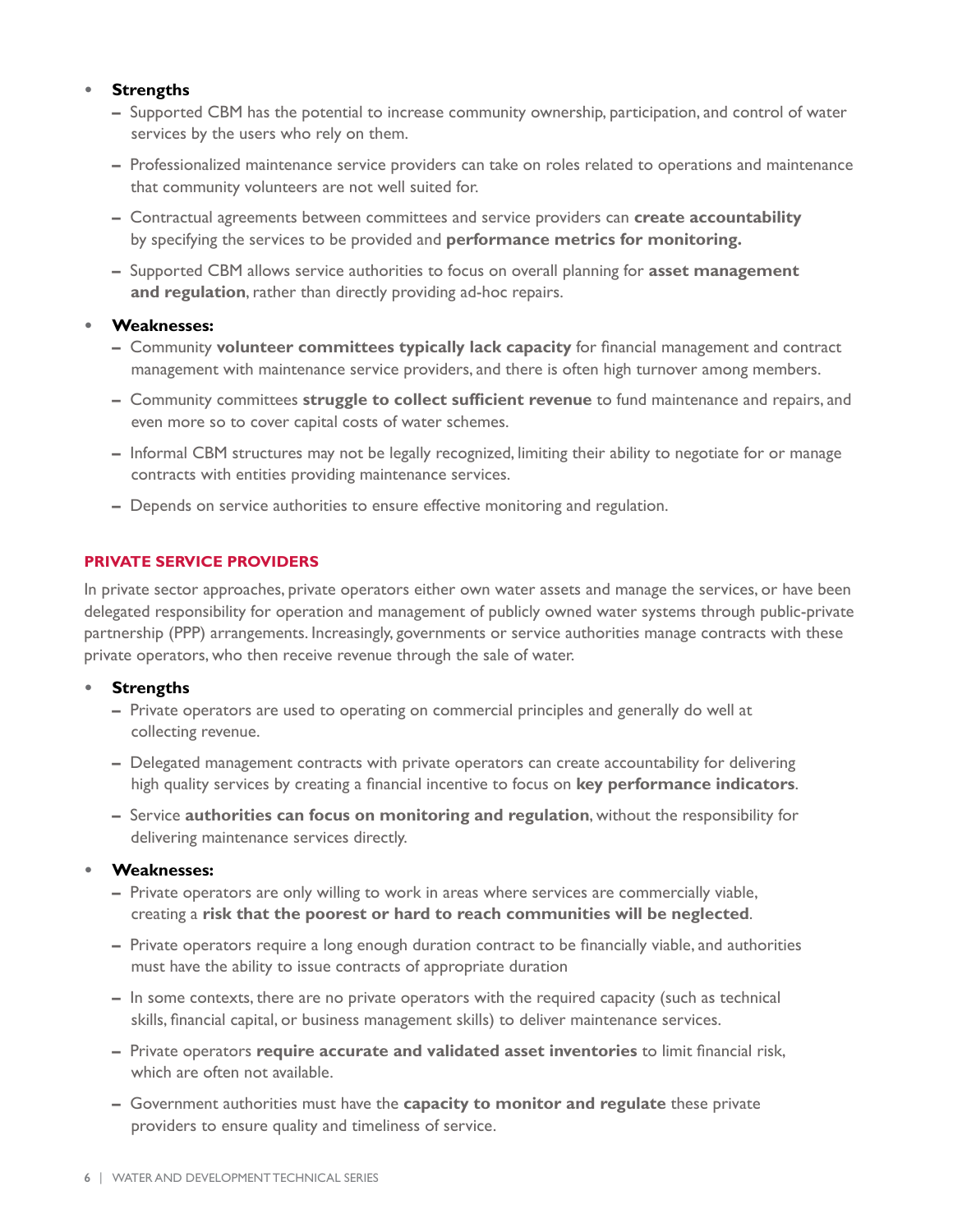- **Strengths**
  - Supported CBM has the potential to increase community ownership, participation, and control of water services by the users who rely on them.
  - Professionalized maintenance service providers can take on roles related to operations and maintenance that community volunteers are not well suited for.
  - Contractual agreements between committees and service providers can **create accountability** by specifying the services to be provided and **performance metrics for monitoring.**
  - Supported CBM allows service authorities to focus on overall planning for **asset management and regulation**, rather than directly providing ad-hoc repairs.
- **Weaknesses:**
  - Community **volunteer committees typically lack capacity** for financial management and contract management with maintenance service providers, and there is often high turnover among members.
  - Community committees **struggle to collect sufficient revenue** to fund maintenance and repairs, and even more so to cover capital costs of water schemes.
  - Informal CBM structures may not be legally recognized, limiting their ability to negotiate for or manage contracts with entities providing maintenance services.
  - Depends on service authorities to ensure effective monitoring and regulation.

### PRIVATE SERVICE PROVIDERS

In private sector approaches, private operators either own water assets and manage the services, or have been delegated responsibility for operation and management of publicly owned water systems through public-private partnership (PPP) arrangements. Increasingly, governments or service authorities manage contracts with these private operators, who then receive revenue through the sale of water.

- **Strengths**
  - Private operators are used to operating on commercial principles and generally do well at collecting revenue.
  - Delegated management contracts with private operators can create accountability for delivering high quality services by creating a financial incentive to focus on **key performance indicators**.
  - Service **authorities can focus on monitoring and regulation**, without the responsibility for delivering maintenance services directly.
- **Weaknesses:**
  - Private operators are only willing to work in areas where services are commercially viable, creating a **risk that the poorest or hard to reach communities will be neglected**.
  - Private operators require a long enough duration contract to be financially viable, and authorities must have the ability to issue contracts of appropriate duration
  - In some contexts, there are no private operators with the required capacity (such as technical skills, financial capital, or business management skills) to deliver maintenance services.
  - Private operators **require accurate and validated asset inventories** to limit financial risk, which are often not available.
  - Government authorities must have the **capacity to monitor and regulate** these private providers to ensure quality and timeliness of service.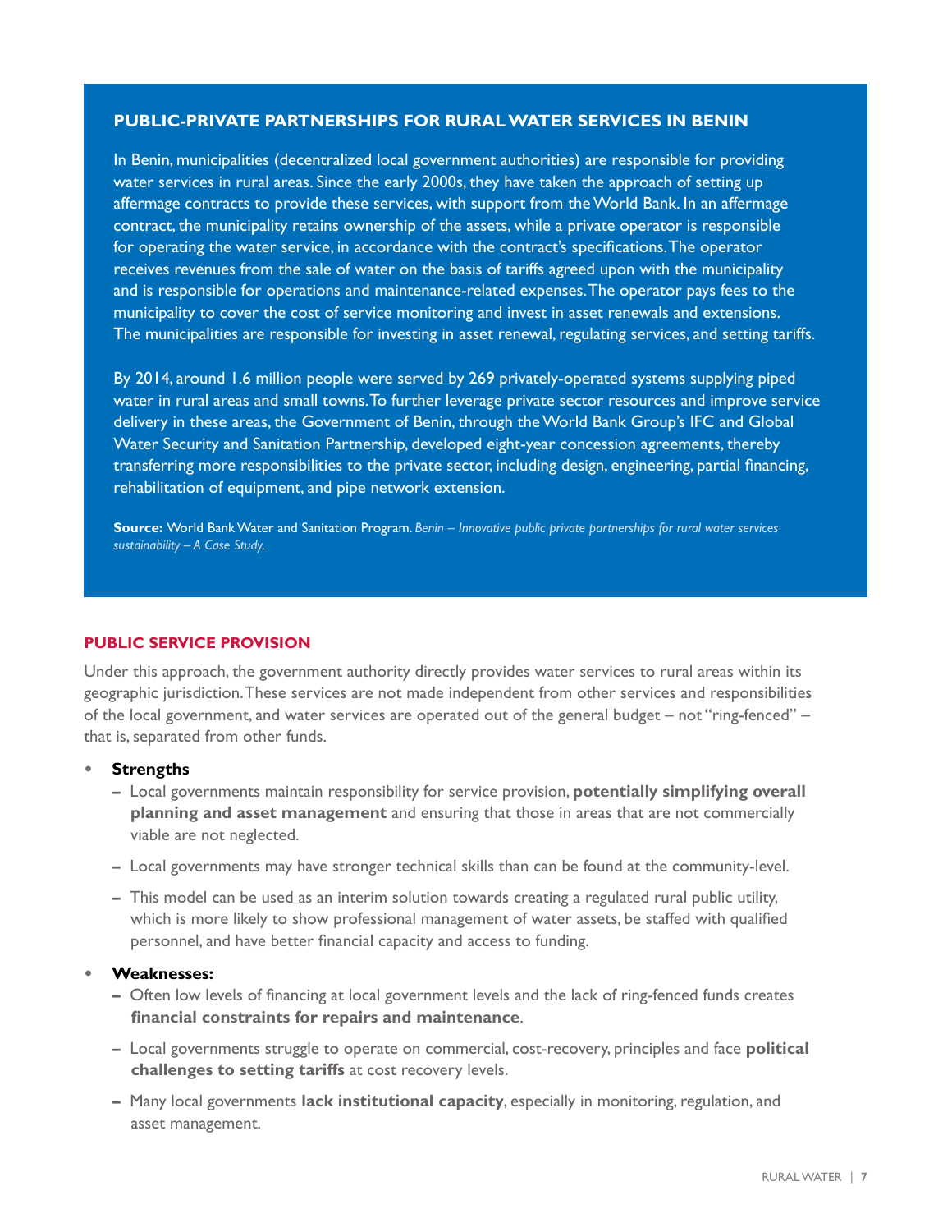### PUBLIC-PRIVATE PARTNERSHIPS FOR RURAL WATER SERVICES IN BENIN

In Benin, municipalities (decentralized local government authorities) are responsible for providing water services in rural areas. Since the early 2000s, they have taken the approach of setting up affermage contracts to provide these services, with support from the World Bank. In an affermage contract, the municipality retains ownership of the assets, while a private operator is responsible for operating the water service, in accordance with the contract's specifications. The operator receives revenues from the sale of water on the basis of tariffs agreed upon with the municipality and is responsible for operations and maintenance-related expenses. The operator pays fees to the municipality to cover the cost of service monitoring and invest in asset renewals and extensions. The municipalities are responsible for investing in asset renewal, regulating services, and setting tariffs.

By 2014, around 1.6 million people were served by 269 privately-operated systems supplying piped water in rural areas and small towns. To further leverage private sector resources and improve service delivery in these areas, the Government of Benin, through the World Bank Group's IFC and Global Water Security and Sanitation Partnership, developed eight-year concession agreements, thereby transferring more responsibilities to the private sector, including design, engineering, partial financing, rehabilitation of equipment, and pipe network extension.

**Source:** World Bank Water and Sanitation Program. *Benin – Innovative public private partnerships for rural water services sustainability – A Case Study.*

### PUBLIC SERVICE PROVISION

Under this approach, the government authority directly provides water services to rural areas within its geographic jurisdiction. These services are not made independent from other services and responsibilities of the local government, and water services are operated out of the general budget – not "ring-fenced" – that is, separated from other funds.

- **Strengths**
  - Local governments maintain responsibility for service provision, **potentially simplifying overall planning and asset management** and ensuring that those in areas that are not commercially viable are not neglected.
  - Local governments may have stronger technical skills than can be found at the community-level.
  - This model can be used as an interim solution towards creating a regulated rural public utility, which is more likely to show professional management of water assets, be staffed with qualified personnel, and have better financial capacity and access to funding.
- **Weaknesses:**
  - Often low levels of financing at local government levels and the lack of ring-fenced funds creates **financial constraints for repairs and maintenance**.
  - Local governments struggle to operate on commercial, cost-recovery, principles and face **political challenges to setting tariffs** at cost recovery levels.
  - Many local governments **lack institutional capacity**, especially in monitoring, regulation, and asset management.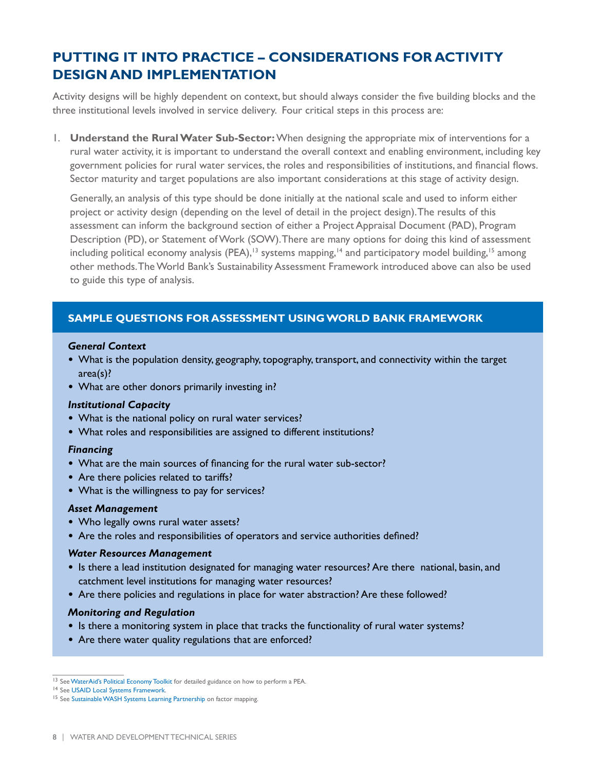## PUTTING IT INTO PRACTICE – CONSIDERATIONS FOR ACTIVITY DESIGN AND IMPLEMENTATION

Activity designs will be highly dependent on context, but should always consider the five building blocks and the three institutional levels involved in service delivery. Four critical steps in this process are:

1. **Understand the Rural Water Sub-Sector:** When designing the appropriate mix of interventions for a rural water activity, it is important to understand the overall context and enabling environment, including key government policies for rural water services, the roles and responsibilities of institutions, and financial flows. Sector maturity and target populations are also important considerations at this stage of activity design.

   Generally, an analysis of this type should be done initially at the national scale and used to inform either project or activity design (depending on the level of detail in the project design). The results of this assessment can inform the background section of either a Project Appraisal Document (PAD), Program Description (PD), or Statement of Work (SOW). There are many options for doing this kind of assessment including political economy analysis (PEA),[13] systems mapping,[14] and participatory model building,[15] among other methods. The World Bank's Sustainability Assessment Framework introduced above can also be used to guide this type of analysis.

### SAMPLE QUESTIONS FOR ASSESSMENT USING WORLD BANK FRAMEWORK

***General Context***

- What is the population density, geography, topography, transport, and connectivity within the target area(s)?
- What are other donors primarily investing in?

***Institutional Capacity***

- What is the national policy on rural water services?
- What roles and responsibilities are assigned to different institutions?

***Financing***

- What are the main sources of financing for the rural water sub-sector?
- Are there policies related to tariffs?
- What is the willingness to pay for services?

***Asset Management***

- Who legally owns rural water assets?
- Are the roles and responsibilities of operators and service authorities defined?

***Water Resources Management***

- Is there a lead institution designated for managing water resources? Are there national, basin, and catchment level institutions for managing water resources?
- Are there policies and regulations in place for water abstraction? Are these followed?

***Monitoring and Regulation***

- Is there a monitoring system in place that tracks the functionality of rural water systems?
- Are there water quality regulations that are enforced?

---

[13] See WaterAid's Political Economy Toolkit for detailed guidance on how to perform a PEA.

[14] See USAID Local Systems Framework.

[15] See Sustainable WASH Systems Learning Partnership on factor mapping.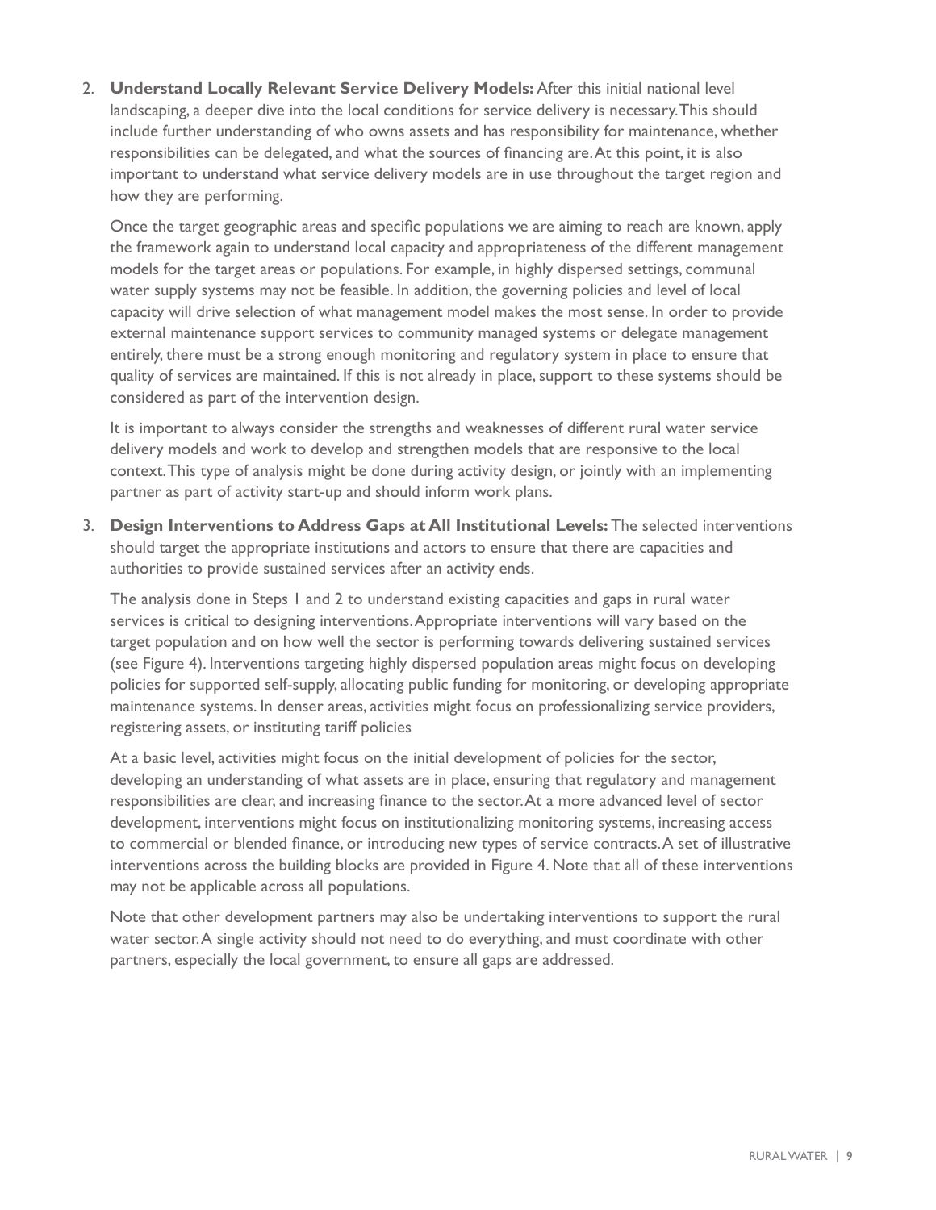2. **Understand Locally Relevant Service Delivery Models:** After this initial national level landscaping, a deeper dive into the local conditions for service delivery is necessary. This should include further understanding of who owns assets and has responsibility for maintenance, whether responsibilities can be delegated, and what the sources of financing are. At this point, it is also important to understand what service delivery models are in use throughout the target region and how they are performing.

   Once the target geographic areas and specific populations we are aiming to reach are known, apply the framework again to understand local capacity and appropriateness of the different management models for the target areas or populations. For example, in highly dispersed settings, communal water supply systems may not be feasible. In addition, the governing policies and level of local capacity will drive selection of what management model makes the most sense. In order to provide external maintenance support services to community managed systems or delegate management entirely, there must be a strong enough monitoring and regulatory system in place to ensure that quality of services are maintained. If this is not already in place, support to these systems should be considered as part of the intervention design.

   It is important to always consider the strengths and weaknesses of different rural water service delivery models and work to develop and strengthen models that are responsive to the local context. This type of analysis might be done during activity design, or jointly with an implementing partner as part of activity start-up and should inform work plans.

3. **Design Interventions to Address Gaps at All Institutional Levels:** The selected interventions should target the appropriate institutions and actors to ensure that there are capacities and authorities to provide sustained services after an activity ends.

   The analysis done in Steps 1 and 2 to understand existing capacities and gaps in rural water services is critical to designing interventions. Appropriate interventions will vary based on the target population and on how well the sector is performing towards delivering sustained services (see Figure 4). Interventions targeting highly dispersed population areas might focus on developing policies for supported self-supply, allocating public funding for monitoring, or developing appropriate maintenance systems. In denser areas, activities might focus on professionalizing service providers, registering assets, or instituting tariff policies

   At a basic level, activities might focus on the initial development of policies for the sector, developing an understanding of what assets are in place, ensuring that regulatory and management responsibilities are clear, and increasing finance to the sector. At a more advanced level of sector development, interventions might focus on institutionalizing monitoring systems, increasing access to commercial or blended finance, or introducing new types of service contracts. A set of illustrative interventions across the building blocks are provided in Figure 4. Note that all of these interventions may not be applicable across all populations.

   Note that other development partners may also be undertaking interventions to support the rural water sector. A single activity should not need to do everything, and must coordinate with other partners, especially the local government, to ensure all gaps are addressed.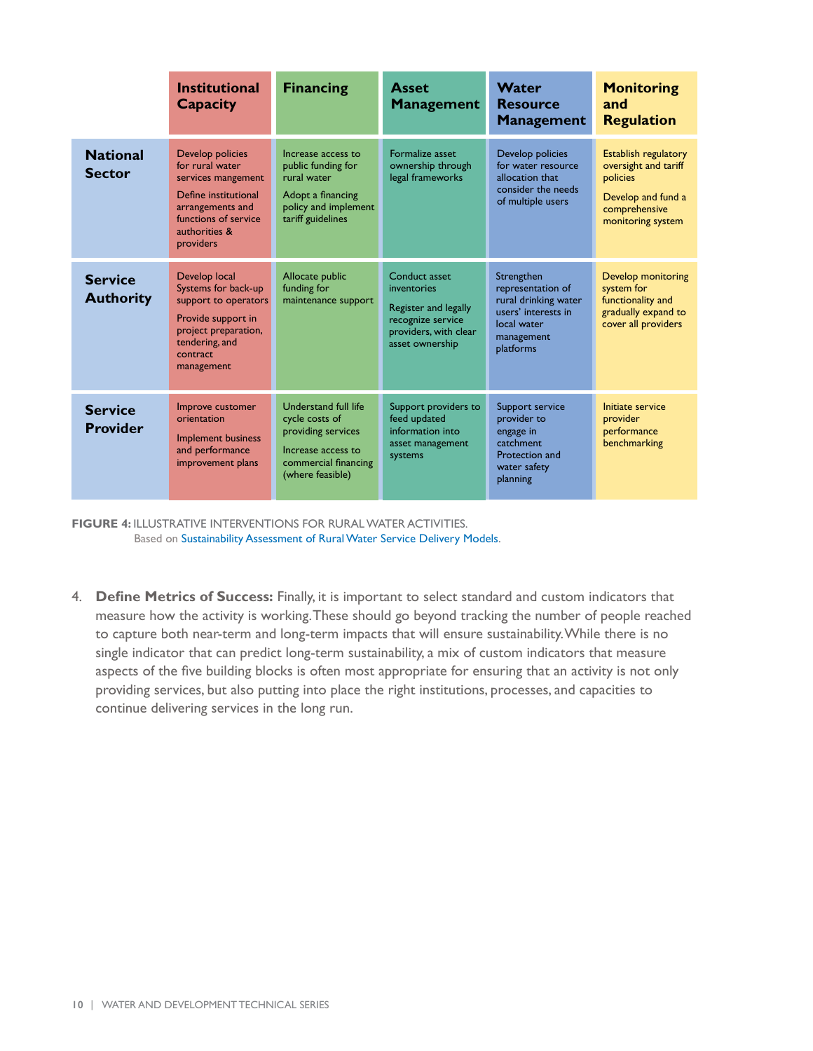| | Institutional Capacity | Financing | Asset Management | Water Resource Management | Monitoring and Regulation |
|---|---|---|---|---|---|
| **National Sector** | Develop policies for rural water services mangement<br><br>Define institutional arrangements and functions of service authorities & providers | Increase access to public funding for rural water<br><br>Adopt a financing policy and implement tariff guidelines | Formalize asset ownership through legal frameworks | Develop policies for water resource allocation that consider the needs of multiple users | Establish regulatory oversight and tariff policies<br><br>Develop and fund a comprehensive monitoring system |
| **Service Authority** | Develop local Systems for back-up support to operators<br><br>Provide support in project preparation, tendering, and contract management | Allocate public funding for maintenance support | Conduct asset inventories<br><br>Register and legally recognize service providers, with clear asset ownership | Strengthen representation of rural drinking water users' interests in local water management platforms | Develop monitoring system for functionality and gradually expand to cover all providers |
| **Service Provider** | Improve customer orientation<br><br>Implement business and performance improvement plans | Understand full life cycle costs of providing services<br><br>Increase access to commercial financing (where feasible) | Support providers to feed updated information into asset management systems | Support service provider to engage in catchment Protection and water safety planning | Initiate service provider performance benchmarking |

**FIGURE 4:** ILLUSTRATIVE INTERVENTIONS FOR RURAL WATER ACTIVITIES.
Based on Sustainability Assessment of Rural Water Service Delivery Models.

4. **Define Metrics of Success:** Finally, it is important to select standard and custom indicators that measure how the activity is working. These should go beyond tracking the number of people reached to capture both near-term and long-term impacts that will ensure sustainability. While there is no single indicator that can predict long-term sustainability, a mix of custom indicators that measure aspects of the five building blocks is often most appropriate for ensuring that an activity is not only providing services, but also putting into place the right institutions, processes, and capacities to continue delivering services in the long run.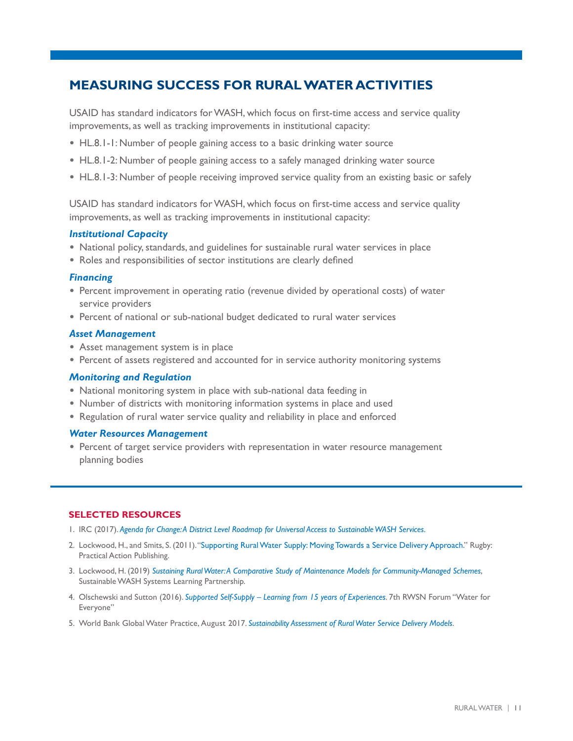## MEASURING SUCCESS FOR RURAL WATER ACTIVITIES

USAID has standard indicators for WASH, which focus on first-time access and service quality improvements, as well as tracking improvements in institutional capacity:

- HL.8.1-1: Number of people gaining access to a basic drinking water source
- HL.8.1-2: Number of people gaining access to a safely managed drinking water source
- HL.8.1-3: Number of people receiving improved service quality from an existing basic or safely

USAID has standard indicators for WASH, which focus on first-time access and service quality improvements, as well as tracking improvements in institutional capacity:

### *Institutional Capacity*

- National policy, standards, and guidelines for sustainable rural water services in place
- Roles and responsibilities of sector institutions are clearly defined

### *Financing*

- Percent improvement in operating ratio (revenue divided by operational costs) of water service providers
- Percent of national or sub-national budget dedicated to rural water services

### *Asset Management*

- Asset management system is in place
- Percent of assets registered and accounted for in service authority monitoring systems

### *Monitoring and Regulation*

- National monitoring system in place with sub-national data feeding in
- Number of districts with monitoring information systems in place and used
- Regulation of rural water service quality and reliability in place and enforced

### *Water Resources Management*

- Percent of target service providers with representation in water resource management planning bodies

## SELECTED RESOURCES

1. IRC (2017). *Agenda for Change: A District Level Roadmap for Universal Access to Sustainable WASH Services.*
2. Lockwood, H., and Smits, S. (2011). "Supporting Rural Water Supply: Moving Towards a Service Delivery Approach." Rugby: Practical Action Publishing.
3. Lockwood, H. (2019) *Sustaining Rural Water: A Comparative Study of Maintenance Models for Community-Managed Schemes*, Sustainable WASH Systems Learning Partnership.
4. Olschewski and Sutton (2016). *Supported Self-Supply – Learning from 15 years of Experiences*. 7th RWSN Forum "Water for Everyone"
5. World Bank Global Water Practice, August 2017. *Sustainability Assessment of Rural Water Service Delivery Models.*